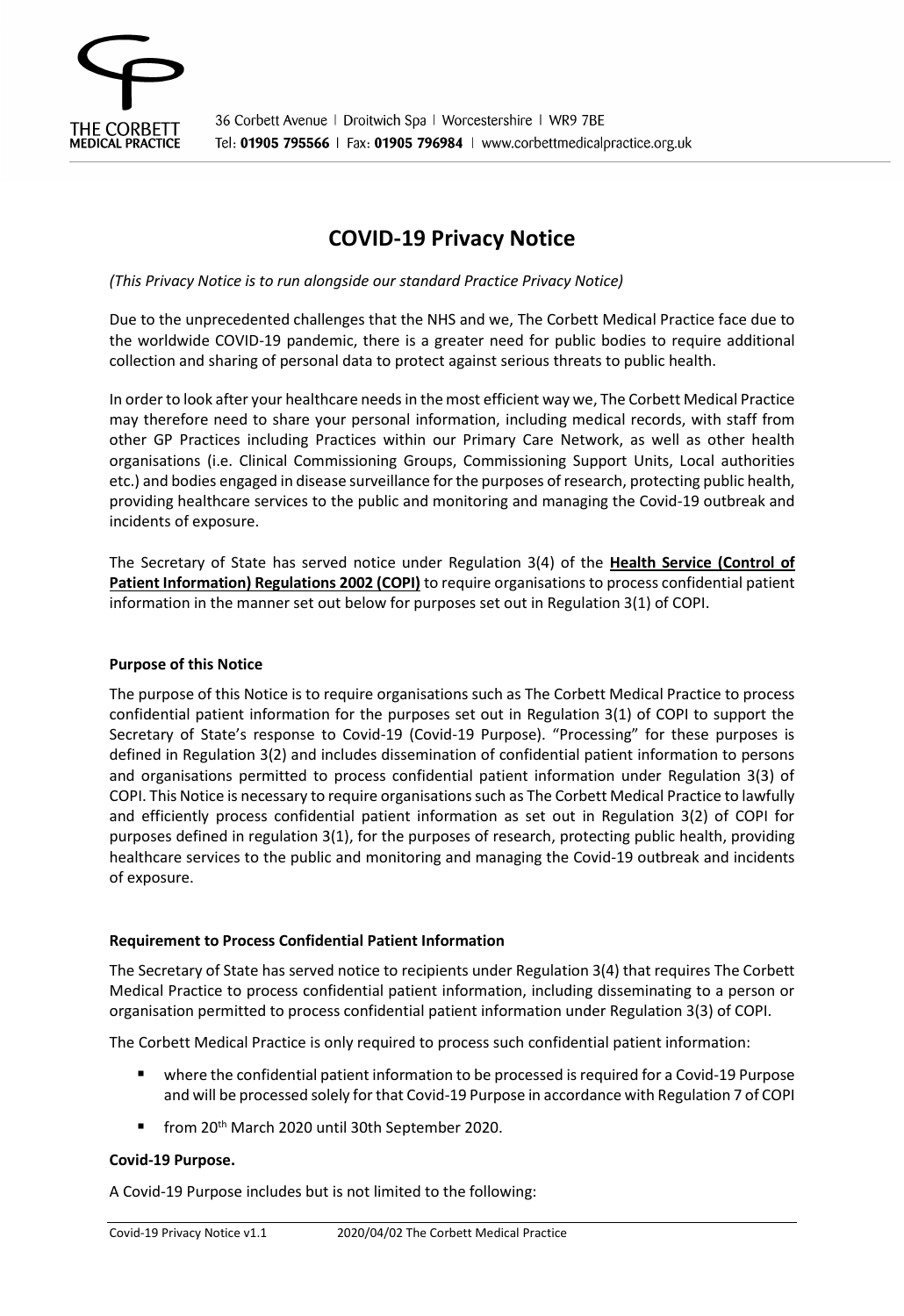THE CORBETT MEDICAL PRACTICE

36 Corbett Avenue | Droitwich Spa | Worcestershire | WR9 7BE
Tel: **01905 795566** | Fax: **01905 796984** | www.corbettmedicalpractice.org.uk

# COVID-19 Privacy Notice

*(This Privacy Notice is to run alongside our standard Practice Privacy Notice)*

Due to the unprecedented challenges that the NHS and we, The Corbett Medical Practice face due to the worldwide COVID-19 pandemic, there is a greater need for public bodies to require additional collection and sharing of personal data to protect against serious threats to public health.

In order to look after your healthcare needs in the most efficient way we, The Corbett Medical Practice may therefore need to share your personal information, including medical records, with staff from other GP Practices including Practices within our Primary Care Network, as well as other health organisations (i.e. Clinical Commissioning Groups, Commissioning Support Units, Local authorities etc.) and bodies engaged in disease surveillance for the purposes of research, protecting public health, providing healthcare services to the public and monitoring and managing the Covid-19 outbreak and incidents of exposure.

The Secretary of State has served notice under Regulation 3(4) of the **Health Service (Control of Patient Information) Regulations 2002 (COPI)** to require organisations to process confidential patient information in the manner set out below for purposes set out in Regulation 3(1) of COPI.

**Purpose of this Notice**

The purpose of this Notice is to require organisations such as The Corbett Medical Practice to process confidential patient information for the purposes set out in Regulation 3(1) of COPI to support the Secretary of State's response to Covid-19 (Covid-19 Purpose). "Processing" for these purposes is defined in Regulation 3(2) and includes dissemination of confidential patient information to persons and organisations permitted to process confidential patient information under Regulation 3(3) of COPI. This Notice is necessary to require organisations such as The Corbett Medical Practice to lawfully and efficiently process confidential patient information as set out in Regulation 3(2) of COPI for purposes defined in regulation 3(1), for the purposes of research, protecting public health, providing healthcare services to the public and monitoring and managing the Covid-19 outbreak and incidents of exposure.

**Requirement to Process Confidential Patient Information**

The Secretary of State has served notice to recipients under Regulation 3(4) that requires The Corbett Medical Practice to process confidential patient information, including disseminating to a person or organisation permitted to process confidential patient information under Regulation 3(3) of COPI.

The Corbett Medical Practice is only required to process such confidential patient information:

- where the confidential patient information to be processed is required for a Covid-19 Purpose and will be processed solely for that Covid-19 Purpose in accordance with Regulation 7 of COPI
- from 20th March 2020 until 30th September 2020.

**Covid-19 Purpose.**

A Covid-19 Purpose includes but is not limited to the following: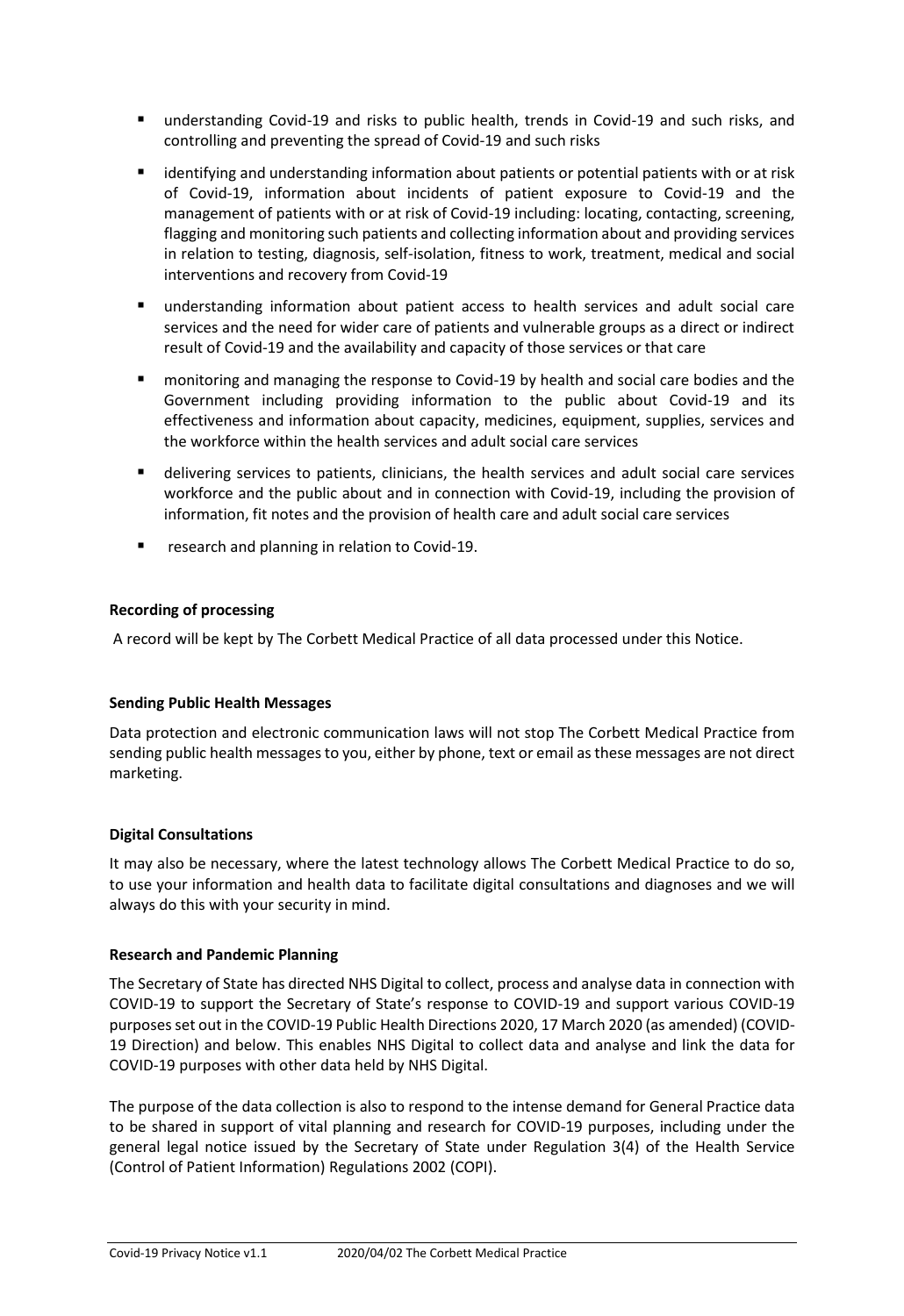- understanding Covid-19 and risks to public health, trends in Covid-19 and such risks, and controlling and preventing the spread of Covid-19 and such risks
- identifying and understanding information about patients or potential patients with or at risk of Covid-19, information about incidents of patient exposure to Covid-19 and the management of patients with or at risk of Covid-19 including: locating, contacting, screening, flagging and monitoring such patients and collecting information about and providing services in relation to testing, diagnosis, self-isolation, fitness to work, treatment, medical and social interventions and recovery from Covid-19
- understanding information about patient access to health services and adult social care services and the need for wider care of patients and vulnerable groups as a direct or indirect result of Covid-19 and the availability and capacity of those services or that care
- monitoring and managing the response to Covid-19 by health and social care bodies and the Government including providing information to the public about Covid-19 and its effectiveness and information about capacity, medicines, equipment, supplies, services and the workforce within the health services and adult social care services
- delivering services to patients, clinicians, the health services and adult social care services workforce and the public about and in connection with Covid-19, including the provision of information, fit notes and the provision of health care and adult social care services
- research and planning in relation to Covid-19.

**Recording of processing**

A record will be kept by The Corbett Medical Practice of all data processed under this Notice.

**Sending Public Health Messages**

Data protection and electronic communication laws will not stop The Corbett Medical Practice from sending public health messages to you, either by phone, text or email as these messages are not direct marketing.

**Digital Consultations**

It may also be necessary, where the latest technology allows The Corbett Medical Practice to do so, to use your information and health data to facilitate digital consultations and diagnoses and we will always do this with your security in mind.

**Research and Pandemic Planning**

The Secretary of State has directed NHS Digital to collect, process and analyse data in connection with COVID-19 to support the Secretary of State's response to COVID-19 and support various COVID-19 purposes set out in the COVID-19 Public Health Directions 2020, 17 March 2020 (as amended) (COVID-19 Direction) and below. This enables NHS Digital to collect data and analyse and link the data for COVID-19 purposes with other data held by NHS Digital.

The purpose of the data collection is also to respond to the intense demand for General Practice data to be shared in support of vital planning and research for COVID-19 purposes, including under the general legal notice issued by the Secretary of State under Regulation 3(4) of the Health Service (Control of Patient Information) Regulations 2002 (COPI).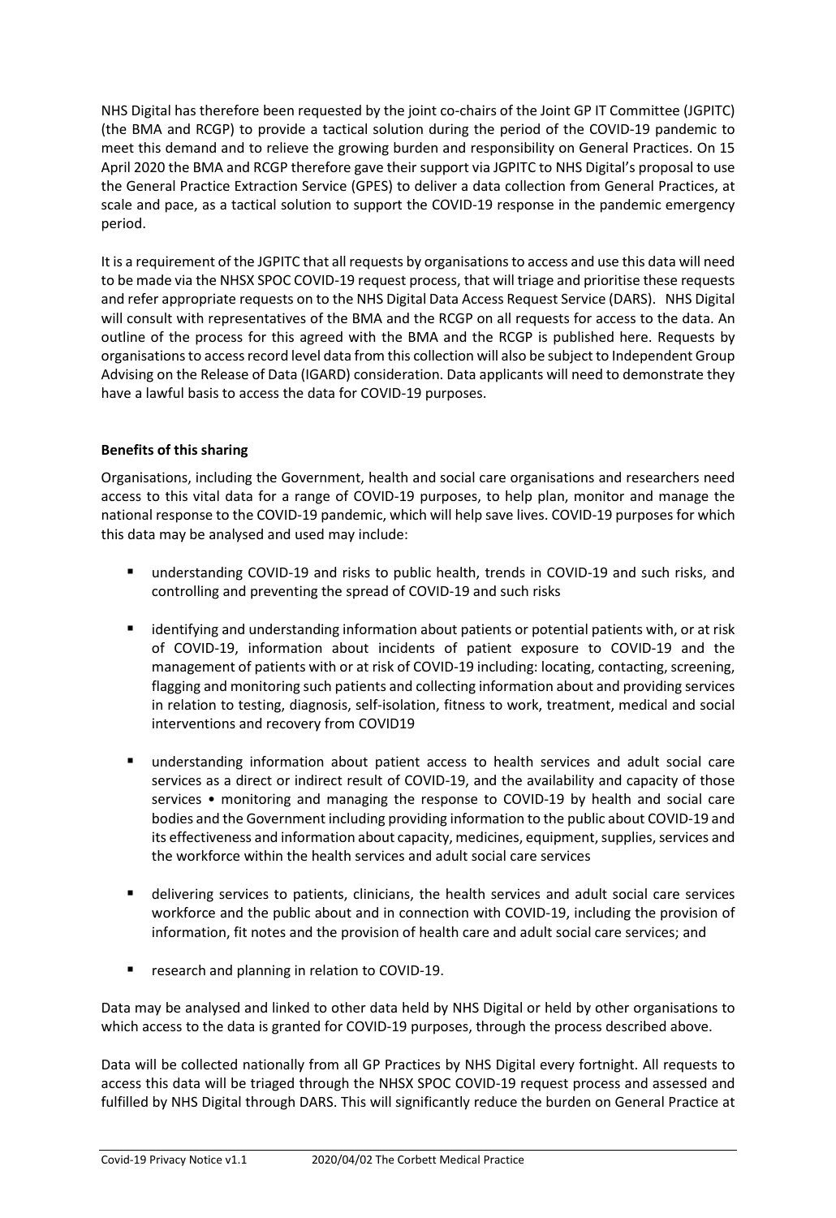NHS Digital has therefore been requested by the joint co-chairs of the Joint GP IT Committee (JGPITC) (the BMA and RCGP) to provide a tactical solution during the period of the COVID-19 pandemic to meet this demand and to relieve the growing burden and responsibility on General Practices. On 15 April 2020 the BMA and RCGP therefore gave their support via JGPITC to NHS Digital's proposal to use the General Practice Extraction Service (GPES) to deliver a data collection from General Practices, at scale and pace, as a tactical solution to support the COVID-19 response in the pandemic emergency period.

It is a requirement of the JGPITC that all requests by organisations to access and use this data will need to be made via the NHSX SPOC COVID-19 request process, that will triage and prioritise these requests and refer appropriate requests on to the NHS Digital Data Access Request Service (DARS). NHS Digital will consult with representatives of the BMA and the RCGP on all requests for access to the data. An outline of the process for this agreed with the BMA and the RCGP is published here. Requests by organisations to access record level data from this collection will also be subject to Independent Group Advising on the Release of Data (IGARD) consideration. Data applicants will need to demonstrate they have a lawful basis to access the data for COVID-19 purposes.

**Benefits of this sharing**

Organisations, including the Government, health and social care organisations and researchers need access to this vital data for a range of COVID-19 purposes, to help plan, monitor and manage the national response to the COVID-19 pandemic, which will help save lives. COVID-19 purposes for which this data may be analysed and used may include:

- understanding COVID-19 and risks to public health, trends in COVID-19 and such risks, and controlling and preventing the spread of COVID-19 and such risks
- identifying and understanding information about patients or potential patients with, or at risk of COVID-19, information about incidents of patient exposure to COVID-19 and the management of patients with or at risk of COVID-19 including: locating, contacting, screening, flagging and monitoring such patients and collecting information about and providing services in relation to testing, diagnosis, self-isolation, fitness to work, treatment, medical and social interventions and recovery from COVID19
- understanding information about patient access to health services and adult social care services as a direct or indirect result of COVID-19, and the availability and capacity of those services • monitoring and managing the response to COVID-19 by health and social care bodies and the Government including providing information to the public about COVID-19 and its effectiveness and information about capacity, medicines, equipment, supplies, services and the workforce within the health services and adult social care services
- delivering services to patients, clinicians, the health services and adult social care services workforce and the public about and in connection with COVID-19, including the provision of information, fit notes and the provision of health care and adult social care services; and
- research and planning in relation to COVID-19.

Data may be analysed and linked to other data held by NHS Digital or held by other organisations to which access to the data is granted for COVID-19 purposes, through the process described above.

Data will be collected nationally from all GP Practices by NHS Digital every fortnight. All requests to access this data will be triaged through the NHSX SPOC COVID-19 request process and assessed and fulfilled by NHS Digital through DARS. This will significantly reduce the burden on General Practice at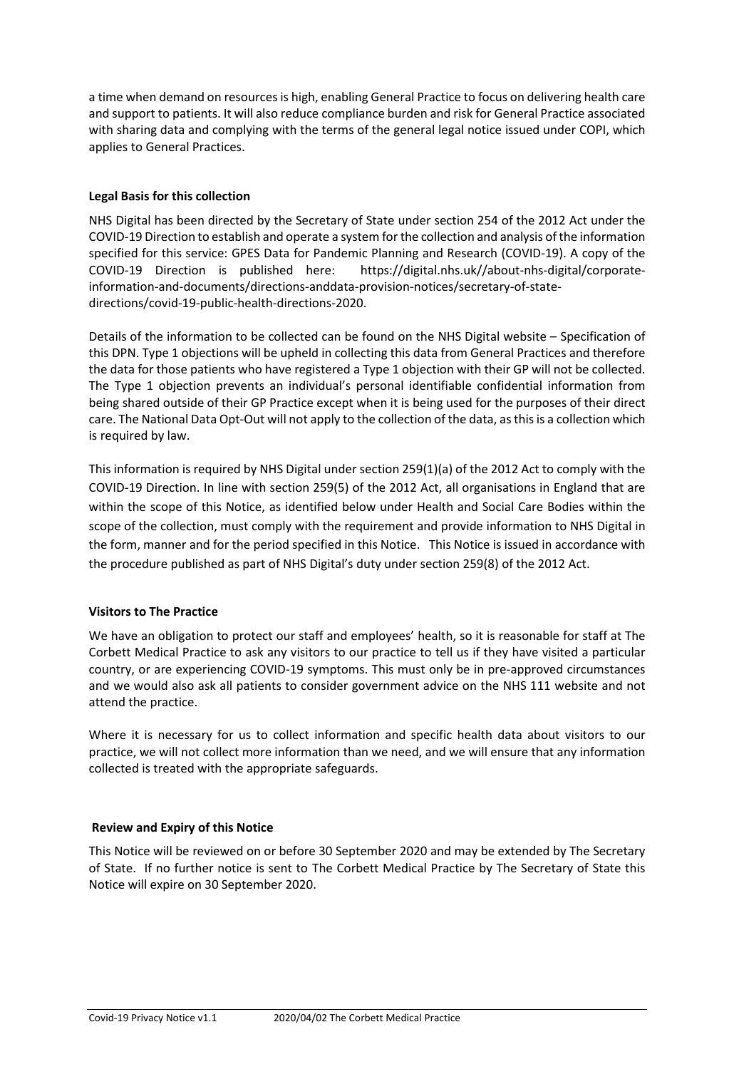a time when demand on resources is high, enabling General Practice to focus on delivering health care and support to patients. It will also reduce compliance burden and risk for General Practice associated with sharing data and complying with the terms of the general legal notice issued under COPI, which applies to General Practices.

**Legal Basis for this collection**

NHS Digital has been directed by the Secretary of State under section 254 of the 2012 Act under the COVID-19 Direction to establish and operate a system for the collection and analysis of the information specified for this service: GPES Data for Pandemic Planning and Research (COVID-19). A copy of the COVID-19 Direction is published here: https://digital.nhs.uk//about-nhs-digital/corporate-information-and-documents/directions-anddata-provision-notices/secretary-of-state-directions/covid-19-public-health-directions-2020.

Details of the information to be collected can be found on the NHS Digital website – Specification of this DPN. Type 1 objections will be upheld in collecting this data from General Practices and therefore the data for those patients who have registered a Type 1 objection with their GP will not be collected. The Type 1 objection prevents an individual's personal identifiable confidential information from being shared outside of their GP Practice except when it is being used for the purposes of their direct care. The National Data Opt-Out will not apply to the collection of the data, as this is a collection which is required by law.

This information is required by NHS Digital under section 259(1)(a) of the 2012 Act to comply with the COVID-19 Direction. In line with section 259(5) of the 2012 Act, all organisations in England that are within the scope of this Notice, as identified below under Health and Social Care Bodies within the scope of the collection, must comply with the requirement and provide information to NHS Digital in the form, manner and for the period specified in this Notice. This Notice is issued in accordance with the procedure published as part of NHS Digital's duty under section 259(8) of the 2012 Act.

**Visitors to The Practice**

We have an obligation to protect our staff and employees' health, so it is reasonable for staff at The Corbett Medical Practice to ask any visitors to our practice to tell us if they have visited a particular country, or are experiencing COVID-19 symptoms. This must only be in pre-approved circumstances and we would also ask all patients to consider government advice on the NHS 111 website and not attend the practice.

Where it is necessary for us to collect information and specific health data about visitors to our practice, we will not collect more information than we need, and we will ensure that any information collected is treated with the appropriate safeguards.

**Review and Expiry of this Notice**

This Notice will be reviewed on or before 30 September 2020 and may be extended by The Secretary of State. If no further notice is sent to The Corbett Medical Practice by The Secretary of State this Notice will expire on 30 September 2020.